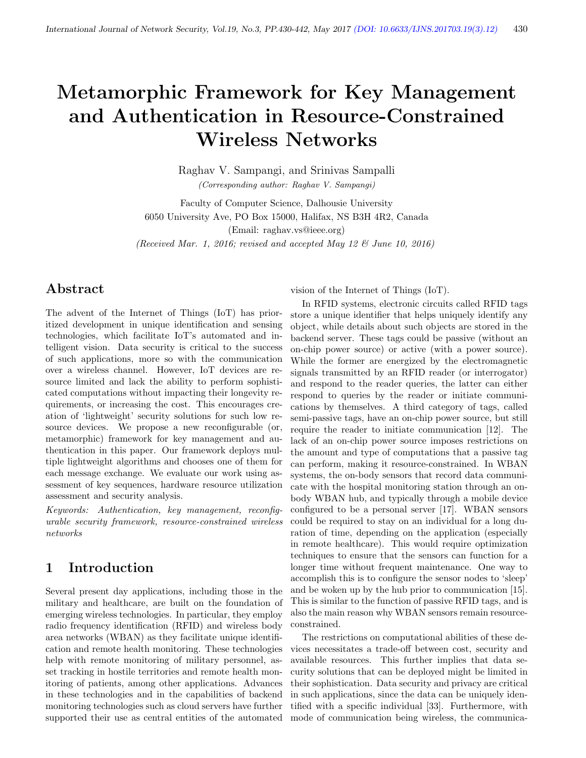# Metamorphic Framework for Key Management and Authentication in Resource-Constrained Wireless Networks

Raghav V. Sampangi, and Srinivas Sampalli

*(Corresponding author: Raghav V. Sampangi)*

Faculty of Computer Science, Dalhousie University

6050 University Ave, PO Box 15000, Halifax, NS B3H 4R2, Canada

(Email: raghav.vs@ieee.org)

*(Received Mar. 1, 2016; revised and accepted May 12 & June 10, 2016)*

## Abstract

The advent of the Internet of Things (IoT) has prioritized development in unique identification and sensing technologies, which facilitate IoT's automated and intelligent vision. Data security is critical to the success of such applications, more so with the communication over a wireless channel. However, IoT devices are resource limited and lack the ability to perform sophisticated computations without impacting their longevity requirements, or increasing the cost. This encourages creation of 'lightweight' security solutions for such low resource devices. We propose a new reconfigurable (or, metamorphic) framework for key management and authentication in this paper. Our framework deploys multiple lightweight algorithms and chooses one of them for each message exchange. We evaluate our work using assessment of key sequences, hardware resource utilization assessment and security analysis.

*Keywords: Authentication, key management, reconfigurable security framework, resource-constrained wireless networks*

## 1 Introduction

Several present day applications, including those in the military and healthcare, are built on the foundation of emerging wireless technologies. In particular, they employ radio frequency identification (RFID) and wireless body area networks (WBAN) as they facilitate unique identification and remote health monitoring. These technologies help with remote monitoring of military personnel, asset tracking in hostile territories and remote health monitoring of patients, among other applications. Advances in these technologies and in the capabilities of backend monitoring technologies such as cloud servers have further supported their use as central entities of the automated vision of the Internet of Things (IoT).

In RFID systems, electronic circuits called RFID tags store a unique identifier that helps uniquely identify any object, while details about such objects are stored in the backend server. These tags could be passive (without an on-chip power source) or active (with a power source). While the former are energized by the electromagnetic signals transmitted by an RFID reader (or interrogator) and respond to the reader queries, the latter can either respond to queries by the reader or initiate communications by themselves. A third category of tags, called semi-passive tags, have an on-chip power source, but still require the reader to initiate communication [12]. The lack of an on-chip power source imposes restrictions on the amount and type of computations that a passive tag can perform, making it resource-constrained. In WBAN systems, the on-body sensors that record data communicate with the hospital monitoring station through an on-body WBAN hub, and typically through a mobile device configured to be a personal server [17]. WBAN sensors could be required to stay on an individual for a long duration of time, depending on the application (especially in remote healthcare). This would require optimization techniques to ensure that the sensors can function for a longer time without frequent maintenance. One way to accomplish this is to configure the sensor nodes to 'sleep' and be woken up by the hub prior to communication [15]. This is similar to the function of passive RFID tags, and is also the main reason why WBAN sensors remain resource-constrained.

The restrictions on computational abilities of these devices necessitates a trade-off between cost, security and available resources. This further implies that data security solutions that can be deployed might be limited in their sophistication. Data security and privacy are critical in such applications, since the data can be uniquely identified with a specific individual [33]. Furthermore, with mode of communication being wireless, the communica-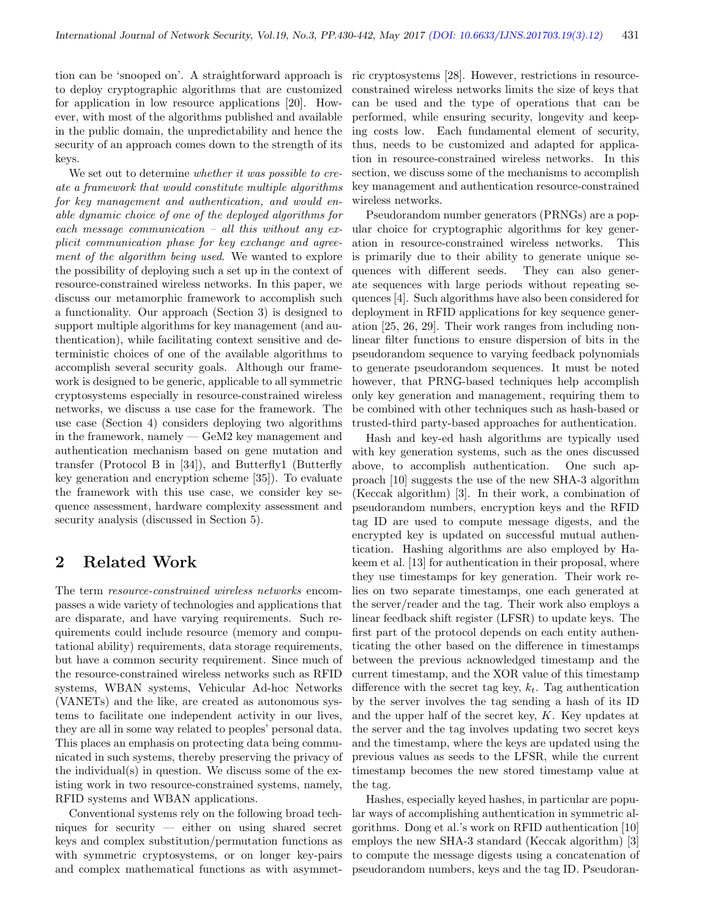tion can be 'snooped on'. A straightforward approach is to deploy cryptographic algorithms that are customized for application in low resource applications [20]. However, with most of the algorithms published and available in the public domain, the unpredictability and hence the security of an approach comes down to the strength of its keys.

We set out to determine *whether it was possible to create a framework that would constitute multiple algorithms for key management and authentication, and would enable dynamic choice of one of the deployed algorithms for each message communication – all this without any explicit communication phase for key exchange and agreement of the algorithm being used*. We wanted to explore the possibility of deploying such a set up in the context of resource-constrained wireless networks. In this paper, we discuss our metamorphic framework to accomplish such a functionality. Our approach (Section 3) is designed to support multiple algorithms for key management (and authentication), while facilitating context sensitive and deterministic choices of one of the available algorithms to accomplish several security goals. Although our framework is designed to be generic, applicable to all symmetric cryptosystems especially in resource-constrained wireless networks, we discuss a use case for the framework. The use case (Section 4) considers deploying two algorithms in the framework, namely — GeM2 key management and authentication mechanism based on gene mutation and transfer (Protocol B in [34]), and Butterfly1 (Butterfly key generation and encryption scheme [35]). To evaluate the framework with this use case, we consider key sequence assessment, hardware complexity assessment and security analysis (discussed in Section 5).

## 2 Related Work

The term *resource-constrained wireless networks* encompasses a wide variety of technologies and applications that are disparate, and have varying requirements. Such requirements could include resource (memory and computational ability) requirements, data storage requirements, but have a common security requirement. Since much of the resource-constrained wireless networks such as RFID systems, WBAN systems, Vehicular Ad-hoc Networks (VANETs) and the like, are created as autonomous systems to facilitate one independent activity in our lives, they are all in some way related to peoples' personal data. This places an emphasis on protecting data being communicated in such systems, thereby preserving the privacy of the individual(s) in question. We discuss some of the existing work in two resource-constrained systems, namely, RFID systems and WBAN applications.

Conventional systems rely on the following broad techniques for security — either on using shared secret keys and complex substitution/permutation functions as with symmetric cryptosystems, or on longer key-pairs and complex mathematical functions as with asymmetric cryptosystems [28]. However, restrictions in resource-constrained wireless networks limits the size of keys that can be used and the type of operations that can be performed, while ensuring security, longevity and keeping costs low. Each fundamental element of security, thus, needs to be customized and adapted for application in resource-constrained wireless networks. In this section, we discuss some of the mechanisms to accomplish key management and authentication resource-constrained wireless networks.

Pseudorandom number generators (PRNGs) are a popular choice for cryptographic algorithms for key generation in resource-constrained wireless networks. This is primarily due to their ability to generate unique sequences with different seeds. They can also generate sequences with large periods without repeating sequences [4]. Such algorithms have also been considered for deployment in RFID applications for key sequence generation [25, 26, 29]. Their work ranges from including non-linear filter functions to ensure dispersion of bits in the pseudorandom sequence to varying feedback polynomials to generate pseudorandom sequences. It must be noted however, that PRNG-based techniques help accomplish only key generation and management, requiring them to be combined with other techniques such as hash-based or trusted-third party-based approaches for authentication.

Hash and key-ed hash algorithms are typically used with key generation systems, such as the ones discussed above, to accomplish authentication. One such approach [10] suggests the use of the new SHA-3 algorithm (Keccak algorithm) [3]. In their work, a combination of pseudorandom numbers, encryption keys and the RFID tag ID are used to compute message digests, and the encrypted key is updated on successful mutual authentication. Hashing algorithms are also employed by Hakeem et al. [13] for authentication in their proposal, where they use timestamps for key generation. Their work relies on two separate timestamps, one each generated at the server/reader and the tag. Their work also employs a linear feedback shift register (LFSR) to update keys. The first part of the protocol depends on each entity authenticating the other based on the difference in timestamps between the previous acknowledged timestamp and the current timestamp, and the XOR value of this timestamp difference with the secret tag key, $k_t$. Tag authentication by the server involves the tag sending a hash of its ID and the upper half of the secret key, $K$. Key updates at the server and the tag involves updating two secret keys and the timestamp, where the keys are updated using the previous values as seeds to the LFSR, while the current timestamp becomes the new stored timestamp value at the tag.

Hashes, especially keyed hashes, in particular are popular ways of accomplishing authentication in symmetric algorithms. Dong et al.'s work on RFID authentication [10] employs the new SHA-3 standard (Keccak algorithm) [3] to compute the message digests using a concatenation of pseudorandom numbers, keys and the tag ID. Pseudoran-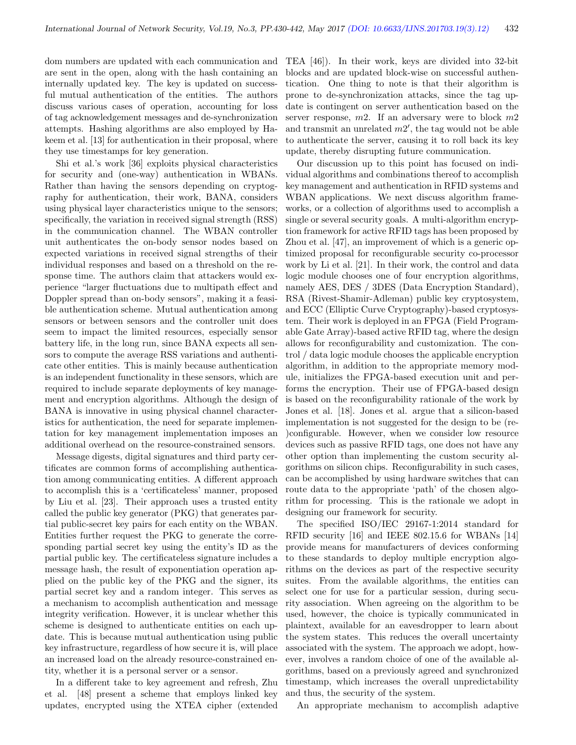dom numbers are updated with each communication and are sent in the open, along with the hash containing an internally updated key. The key is updated on successful mutual authentication of the entities. The authors discuss various cases of operation, accounting for loss of tag acknowledgement messages and de-synchronization attempts. Hashing algorithms are also employed by Hakeem et al. [13] for authentication in their proposal, where they use timestamps for key generation.

Shi et al.'s work [36] exploits physical characteristics for security and (one-way) authentication in WBANs. Rather than having the sensors depending on cryptography for authentication, their work, BANA, considers using physical layer characteristics unique to the sensors; specifically, the variation in received signal strength (RSS) in the communication channel. The WBAN controller unit authenticates the on-body sensor nodes based on expected variations in received signal strengths of their individual responses and based on a threshold on the response time. The authors claim that attackers would experience "larger fluctuations due to multipath effect and Doppler spread than on-body sensors", making it a feasible authentication scheme. Mutual authentication among sensors or between sensors and the controller unit does seem to impact the limited resources, especially sensor battery life, in the long run, since BANA expects all sensors to compute the average RSS variations and authenticate other entities. This is mainly because authentication is an independent functionality in these sensors, which are required to include separate deployments of key management and encryption algorithms. Although the design of BANA is innovative in using physical channel characteristics for authentication, the need for separate implementation for key management implementation imposes an additional overhead on the resource-constrained sensors.

Message digests, digital signatures and third party certificates are common forms of accomplishing authentication among communicating entities. A different approach to accomplish this is a 'certificateless' manner, proposed by Liu et al. [23]. Their approach uses a trusted entity called the public key generator (PKG) that generates partial public-secret key pairs for each entity on the WBAN. Entities further request the PKG to generate the corresponding partial secret key using the entity's ID as the partial public key. The certificateless signature includes a message hash, the result of exponentiation operation applied on the public key of the PKG and the signer, its partial secret key and a random integer. This serves as a mechanism to accomplish authentication and message integrity verification. However, it is unclear whether this scheme is designed to authenticate entities on each update. This is because mutual authentication using public key infrastructure, regardless of how secure it is, will place an increased load on the already resource-constrained entity, whether it is a personal server or a sensor.

In a different take to key agreement and refresh, Zhu et al. [48] present a scheme that employs linked key updates, encrypted using the XTEA cipher (extended TEA [46]). In their work, keys are divided into 32-bit blocks and are updated block-wise on successful authentication. One thing to note is that their algorithm is prone to de-synchronization attacks, since the tag update is contingent on server authentication based on the server response, $m2$. If an adversary were to block $m2$ and transmit an unrelated $m2'$, the tag would not be able to authenticate the server, causing it to roll back its key update, thereby disrupting future communication.

Our discussion up to this point has focused on individual algorithms and combinations thereof to accomplish key management and authentication in RFID systems and WBAN applications. We next discuss algorithm frameworks, or a collection of algorithms used to accomplish a single or several security goals. A multi-algorithm encryption framework for active RFID tags has been proposed by Zhou et al. [47], an improvement of which is a generic optimized proposal for reconfigurable security co-processor work by Li et al. [21]. In their work, the control and data logic module chooses one of four encryption algorithms, namely AES, DES / 3DES (Data Encryption Standard), RSA (Rivest-Shamir-Adleman) public key cryptosystem, and ECC (Elliptic Curve Cryptography)-based cryptosystem. Their work is deployed in an FPGA (Field Programmable Gate Array)-based active RFID tag, where the design allows for reconfigurability and customization. The control / data logic module chooses the applicable encryption algorithm, in addition to the appropriate memory module, initializes the FPGA-based execution unit and performs the encryption. Their use of FPGA-based design is based on the reconfigurability rationale of the work by Jones et al. [18]. Jones et al. argue that a silicon-based implementation is not suggested for the design to be (re-)configurable. However, when we consider low resource devices such as passive RFID tags, one does not have any other option than implementing the custom security algorithms on silicon chips. Reconfigurability in such cases, can be accomplished by using hardware switches that can route data to the appropriate 'path' of the chosen algorithm for processing. This is the rationale we adopt in designing our framework for security.

The specified ISO/IEC 29167-1:2014 standard for RFID security [16] and IEEE 802.15.6 for WBANs [14] provide means for manufacturers of devices conforming to these standards to deploy multiple encryption algorithms on the devices as part of the respective security suites. From the available algorithms, the entities can select one for use for a particular session, during security association. When agreeing on the algorithm to be used, however, the choice is typically communicated in plaintext, available for an eavesdropper to learn about the system states. This reduces the overall uncertainty associated with the system. The approach we adopt, however, involves a random choice of one of the available algorithms, based on a previously agreed and synchronized timestamp, which increases the overall unpredictability and thus, the security of the system.

An appropriate mechanism to accomplish adaptive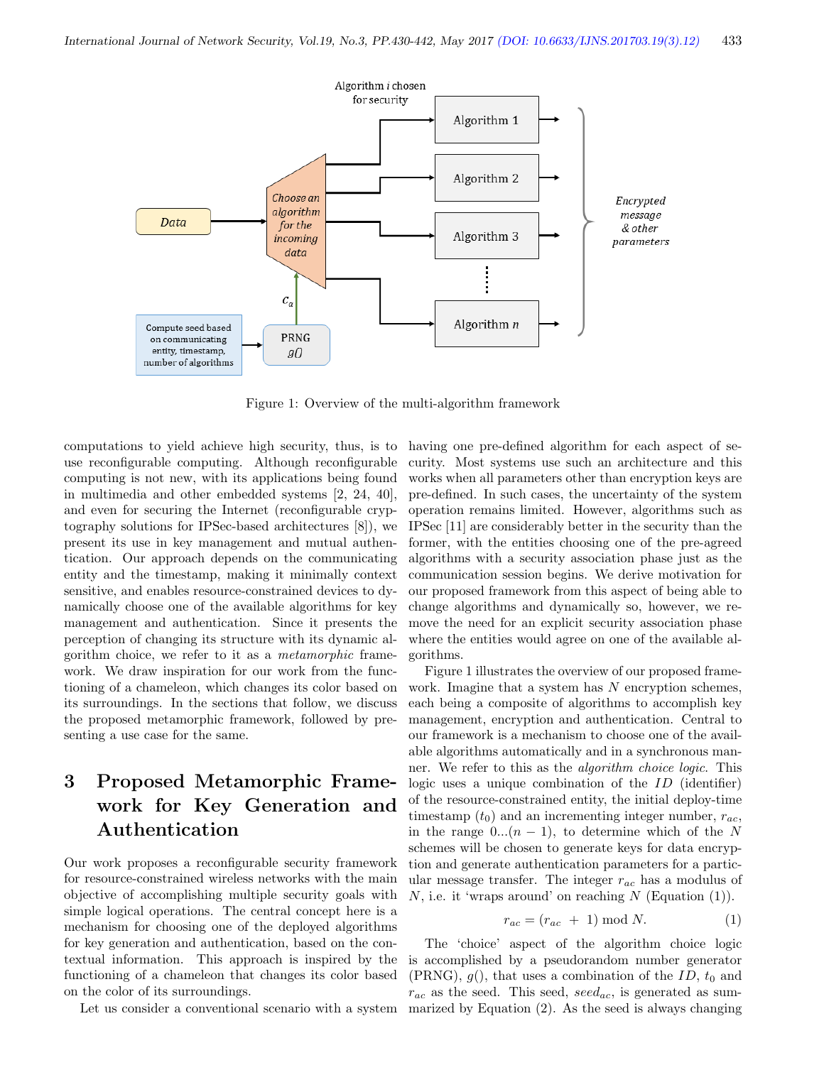Figure 1: Overview of the multi-algorithm framework

computations to yield achieve high security, thus, is to use reconfigurable computing. Although reconfigurable computing is not new, with its applications being found in multimedia and other embedded systems [2, 24, 40], and even for securing the Internet (reconfigurable cryptography solutions for IPSec-based architectures [8]), we present its use in key management and mutual authentication. Our approach depends on the communicating entity and the timestamp, making it minimally context sensitive, and enables resource-constrained devices to dynamically choose one of the available algorithms for key management and authentication. Since it presents the perception of changing its structure with its dynamic algorithm choice, we refer to it as a *metamorphic* framework. We draw inspiration for our work from the functioning of a chameleon, which changes its color based on its surroundings. In the sections that follow, we discuss the proposed metamorphic framework, followed by presenting a use case for the same.

# 3 Proposed Metamorphic Framework for Key Generation and Authentication

Our work proposes a reconfigurable security framework for resource-constrained wireless networks with the main objective of accomplishing multiple security goals with simple logical operations. The central concept here is a mechanism for choosing one of the deployed algorithms for key generation and authentication, based on the contextual information. This approach is inspired by the functioning of a chameleon that changes its color based on the color of its surroundings.

Let us consider a conventional scenario with a system having one pre-defined algorithm for each aspect of security. Most systems use such an architecture and this works when all parameters other than encryption keys are pre-defined. In such cases, the uncertainty of the system operation remains limited. However, algorithms such as IPSec [11] are considerably better in the security than the former, with the entities choosing one of the pre-agreed algorithms with a security association phase just as the communication session begins. We derive motivation for our proposed framework from this aspect of being able to change algorithms and dynamically so, however, we remove the need for an explicit security association phase where the entities would agree on one of the available algorithms.

Figure 1 illustrates the overview of our proposed framework. Imagine that a system has $N$ encryption schemes, each being a composite of algorithms to accomplish key management, encryption and authentication. Central to our framework is a mechanism to choose one of the available algorithms automatically and in a synchronous manner. We refer to this as the *algorithm choice logic*. This logic uses a unique combination of the $ID$ (identifier) of the resource-constrained entity, the initial deploy-time timestamp ($t_0$) and an incrementing integer number, $r_{ac}$, in the range $0...(n-1)$, to determine which of the $N$ schemes will be chosen to generate keys for data encryption and generate authentication parameters for a particular message transfer. The integer $r_{ac}$ has a modulus of $N$, i.e. it 'wraps around' on reaching $N$ (Equation (1)).

$$r_{ac} = (r_{ac} \ + \ 1) \bmod N. \tag{1}$$

The 'choice' aspect of the algorithm choice logic is accomplished by a pseudorandom number generator (PRNG), $g()$, that uses a combination of the $ID$, $t_0$ and $r_{ac}$ as the seed. This seed, $seed_{ac}$, is generated as summarized by Equation (2). As the seed is always changing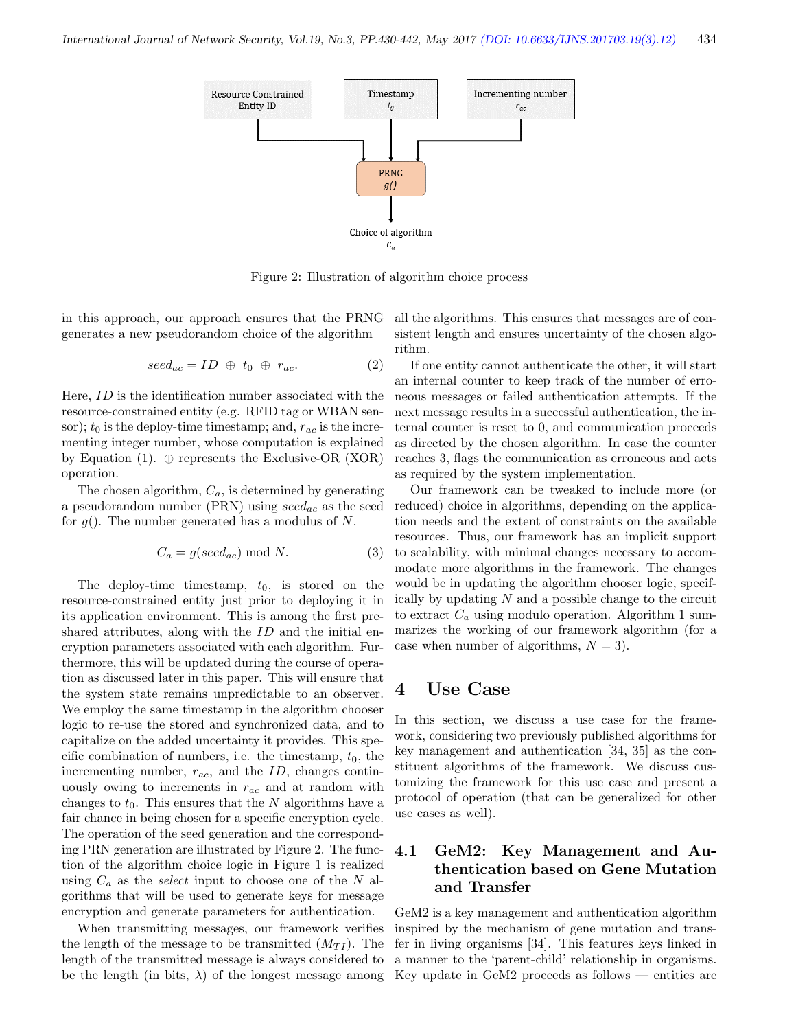Figure 2: Illustration of algorithm choice process

in this approach, our approach ensures that the PRNG generates a new pseudorandom choice of the algorithm

$$seed_{ac} = ID \oplus t_0 \oplus r_{ac}. \tag{2}$$

Here, $ID$ is the identification number associated with the resource-constrained entity (e.g. RFID tag or WBAN sensor); $t_0$ is the deploy-time timestamp; and, $r_{ac}$ is the incrementing integer number, whose computation is explained by Equation (1). $\oplus$ represents the Exclusive-OR (XOR) operation.

The chosen algorithm, $C_a$, is determined by generating a pseudorandom number (PRN) using $seed_{ac}$ as the seed for $g()$. The number generated has a modulus of $N$.

$$C_a = g(seed_{ac}) \bmod N. \tag{3}$$

The deploy-time timestamp, $t_0$, is stored on the resource-constrained entity just prior to deploying it in its application environment. This is among the first pre-shared attributes, along with the $ID$ and the initial encryption parameters associated with each algorithm. Furthermore, this will be updated during the course of operation as discussed later in this paper. This will ensure that the system state remains unpredictable to an observer. We employ the same timestamp in the algorithm chooser logic to re-use the stored and synchronized data, and to capitalize on the added uncertainty it provides. This specific combination of numbers, i.e. the timestamp, $t_0$, the incrementing number, $r_{ac}$, and the $ID$, changes continuously owing to increments in $r_{ac}$ and at random with changes to $t_0$. This ensures that the $N$ algorithms have a fair chance in being chosen for a specific encryption cycle. The operation of the seed generation and the corresponding PRN generation are illustrated by Figure 2. The function of the algorithm choice logic in Figure 1 is realized using $C_a$ as the *select* input to choose one of the $N$ algorithms that will be used to generate keys for message encryption and generate parameters for authentication.

When transmitting messages, our framework verifies the length of the message to be transmitted ($M_{TI}$). The length of the transmitted message is always considered to be the length (in bits, $\lambda$) of the longest message among all the algorithms. This ensures that messages are of consistent length and ensures uncertainty of the chosen algorithm.

If one entity cannot authenticate the other, it will start an internal counter to keep track of the number of erroneous messages or failed authentication attempts. If the next message results in a successful authentication, the internal counter is reset to 0, and communication proceeds as directed by the chosen algorithm. In case the counter reaches 3, flags the communication as erroneous and acts as required by the system implementation.

Our framework can be tweaked to include more (or reduced) choice in algorithms, depending on the application needs and the extent of constraints on the available resources. Thus, our framework has an implicit support to scalability, with minimal changes necessary to accommodate more algorithms in the framework. The changes would be in updating the algorithm chooser logic, specifically by updating $N$ and a possible change to the circuit to extract $C_a$ using modulo operation. Algorithm 1 summarizes the working of our framework algorithm (for a case when number of algorithms, $N = 3$).

# 4 Use Case

In this section, we discuss a use case for the framework, considering two previously published algorithms for key management and authentication [34, 35] as the constituent algorithms of the framework. We discuss customizing the framework for this use case and present a protocol of operation (that can be generalized for other use cases as well).

## 4.1 GeM2: Key Management and Authentication based on Gene Mutation and Transfer

GeM2 is a key management and authentication algorithm inspired by the mechanism of gene mutation and transfer in living organisms [34]. This features keys linked in a manner to the 'parent-child' relationship in organisms. Key update in GeM2 proceeds as follows — entities are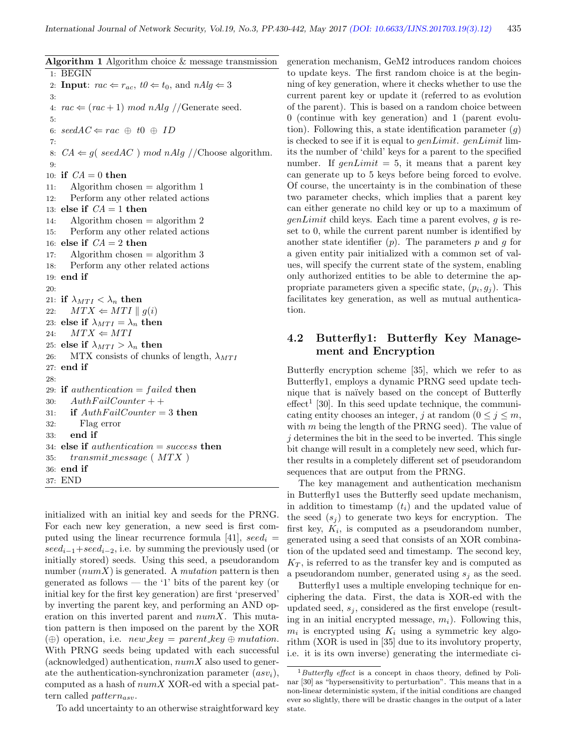**Algorithm 1** Algorithm choice & message transmission

```
1: BEGIN
2: Input: rac ⇐ r_ac, t0 ⇐ t_0, and nAlg ⇐ 3
3:
4: rac ⇐ (rac + 1) mod nAlg //Generate seed.
5:
6: seedAC ⇐ rac ⊕ t0 ⊕ ID
7:
8: CA ⇐ g( seedAC ) mod nAlg //Choose algorithm.
9:
10: if CA = 0 then
11:     Algorithm chosen = algorithm 1
12:     Perform any other related actions
13: else if CA = 1 then
14:     Algorithm chosen = algorithm 2
15:     Perform any other related actions
16: else if CA = 2 then
17:     Algorithm chosen = algorithm 3
18:     Perform any other related actions
19: end if
20:
21: if λ_MTI < λ_n then
22:     MTX ⇐ MTI ∥ g(i)
23: else if λ_MTI = λ_n then
24:     MTX ⇐ MTI
25: else if λ_MTI > λ_n then
26:     MTX consists of chunks of length, λ_MTI
27: end if
28:
29: if authentication = failed then
30:     AuthFailCounter ++
31:     if AuthFailCounter = 3 then
32:         Flag error
33:     end if
34: else if authentication = success then
35:     transmit_message ( MTX )
36: end if
37: END
```

initialized with an initial key and seeds for the PRNG. For each new key generation, a new seed is first computed using the linear recurrence formula [41], $seed_i = seed_{i-1} + seed_{i-2}$, i.e. by summing the previously used (or initially stored) seeds. Using this seed, a pseudorandom number ($numX$) is generated. A *mutation* pattern is then generated as follows — the '1' bits of the parent key (or initial key for the first key generation) are first 'preserved' by inverting the parent key, and performing an AND operation on this inverted parent and $numX$. This mutation pattern is then imposed on the parent by the XOR ($\oplus$) operation, i.e. $new\_key = parent\_key \oplus mutation$. With PRNG seeds being updated with each successful (acknowledged) authentication, $numX$ also used to generate the authentication-synchronization parameter ($asv_i$), computed as a hash of $numX$ XOR-ed with a special pattern called $pattern_{asv}$.

To add uncertainty to an otherwise straightforward key generation mechanism, GeM2 introduces random choices to update keys. The first random choice is at the beginning of key generation, where it checks whether to use the current parent key or update it (referred to as evolution of the parent). This is based on a random choice between 0 (continue with key generation) and 1 (parent evolution). Following this, a state identification parameter ($g$) is checked to see if it is equal to $genLimit$. $genLimit$ limits the number of 'child' keys for a parent to the specified number. If $genLimit = 5$, it means that a parent key can generate up to 5 keys before being forced to evolve. Of course, the uncertainty is in the combination of these two parameter checks, which implies that a parent key can either generate no child key or up to a maximum of $genLimit$ child keys. Each time a parent evolves, $g$ is reset to 0, while the current parent number is identified by another state identifier ($p$). The parameters $p$ and $g$ for a given entity pair initialized with a common set of values, will specify the current state of the system, enabling only authorized entities to be able to determine the appropriate parameters given a specific state, $(p_i, g_j)$. This facilitates key generation, as well as mutual authentication.

## 4.2 Butterfly1: Butterfly Key Management and Encryption

Butterfly encryption scheme [35], which we refer to as Butterfly1, employs a dynamic PRNG seed update technique that is naïvely based on the concept of Butterfly effect[1] [30]. In this seed update technique, the communicating entity chooses an integer, $j$ at random ($0 \leq j \leq m$, with $m$ being the length of the PRNG seed). The value of $j$ determines the bit in the seed to be inverted. This single bit change will result in a completely new seed, which further results in a completely different set of pseudorandom sequences that are output from the PRNG.

The key management and authentication mechanism in Butterfly1 uses the Butterfly seed update mechanism, in addition to timestamp ($t_i$) and the updated value of the seed ($s_j$) to generate two keys for encryption. The first key, $K_i$, is computed as a pseudorandom number, generated using a seed that consists of an XOR combination of the updated seed and timestamp. The second key, $K_T$, is referred to as the transfer key and is computed as a pseudorandom number, generated using $s_j$ as the seed.

Butterfly1 uses a multiple enveloping technique for enciphering the data. First, the data is XOR-ed with the updated seed, $s_j$, considered as the first envelope (resulting in an initial encrypted message, $m_i$). Following this, $m_i$ is encrypted using $K_i$ using a symmetric key algorithm (XOR is used in [35] due to its involutory property, i.e. it is its own inverse) generating the intermediate ci-

[1] *Butterfly effect* is a concept in chaos theory, defined by Polinar [30] as "hypersensitivity to perturbation". This means that in a non-linear deterministic system, if the initial conditions are changed ever so slightly, there will be drastic changes in the output of a later state.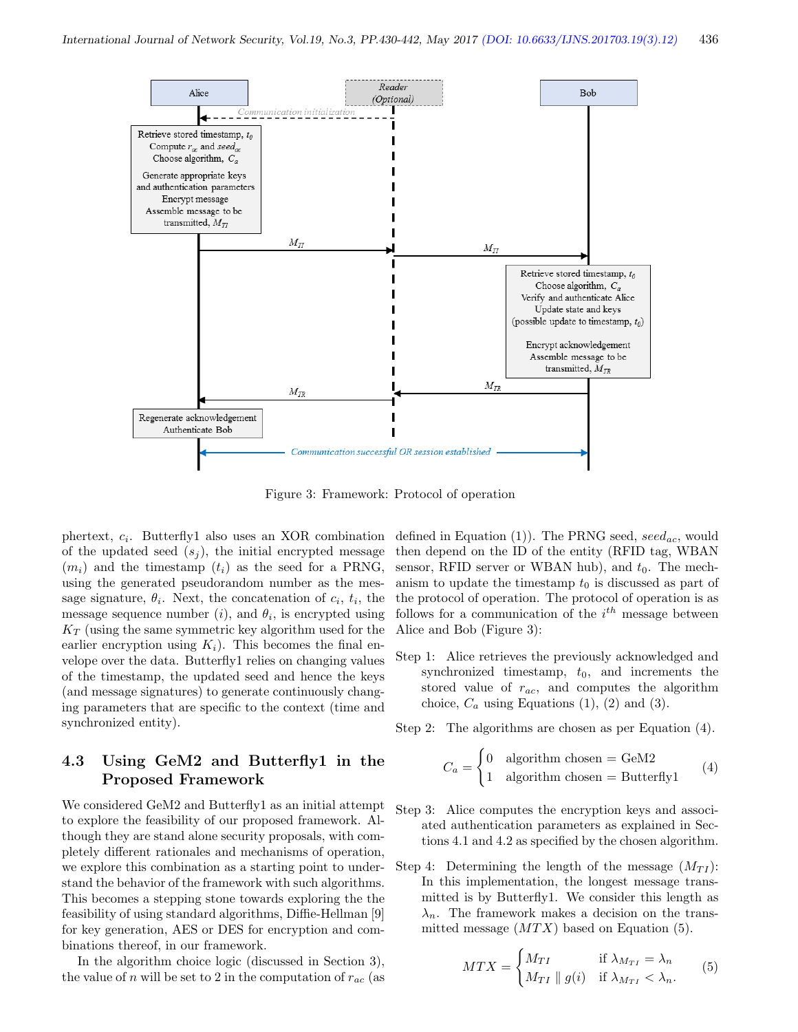Figure 3: Framework: Protocol of operation

phertext, $c_i$. Butterfly1 also uses an XOR combination of the updated seed ($s_j$), the initial encrypted message ($m_i$) and the timestamp ($t_i$) as the seed for a PRNG, using the generated pseudorandom number as the message signature, $\theta_i$. Next, the concatenation of $c_i$, $t_i$, the message sequence number ($i$), and $\theta_i$, is encrypted using $K_T$ (using the same symmetric key algorithm used for the earlier encryption using $K_i$). This becomes the final envelope over the data. Butterfly1 relies on changing values of the timestamp, the updated seed and hence the keys (and message signatures) to generate continuously changing parameters that are specific to the context (time and synchronized entity).

### 4.3 Using GeM2 and Butterfly1 in the Proposed Framework

We considered GeM2 and Butterfly1 as an initial attempt to explore the feasibility of our proposed framework. Although they are stand alone security proposals, with completely different rationales and mechanisms of operation, we explore this combination as a starting point to understand the behavior of the framework with such algorithms. This becomes a stepping stone towards exploring the the feasibility of using standard algorithms, Diffie-Hellman [9] for key generation, AES or DES for encryption and combinations thereof, in our framework.

In the algorithm choice logic (discussed in Section 3), the value of $n$ will be set to 2 in the computation of $r_{ac}$ (as defined in Equation (1)). The PRNG seed, $seed_{ac}$, would then depend on the ID of the entity (RFID tag, WBAN sensor, RFID server or WBAN hub), and $t_0$. The mechanism to update the timestamp $t_0$ is discussed as part of the protocol of operation. The protocol of operation is as follows for a communication of the $i^{th}$ message between Alice and Bob (Figure 3):

Step 1: Alice retrieves the previously acknowledged and synchronized timestamp, $t_0$, and increments the stored value of $r_{ac}$, and computes the algorithm choice, $C_a$ using Equations (1), (2) and (3).

Step 2: The algorithms are chosen as per Equation (4).

$$C_a = \begin{cases} 0 & \text{algorithm chosen} = \text{GeM2} \\ 1 & \text{algorithm chosen} = \text{Butterfly1} \end{cases} \quad (4)$$

Step 3: Alice computes the encryption keys and associated authentication parameters as explained in Sections 4.1 and 4.2 as specified by the chosen algorithm.

Step 4: Determining the length of the message ($M_{TI}$): In this implementation, the longest message transmitted is by Butterfly1. We consider this length as $\lambda_n$. The framework makes a decision on the transmitted message ($MTX$) based on Equation (5).

$$MTX = \begin{cases} M_{TI} & \text{if } \lambda_{M_{TI}} = \lambda_n \\ M_{TI} \parallel g(i) & \text{if } \lambda_{M_{TI}} < \lambda_n. \end{cases} \quad (5)$$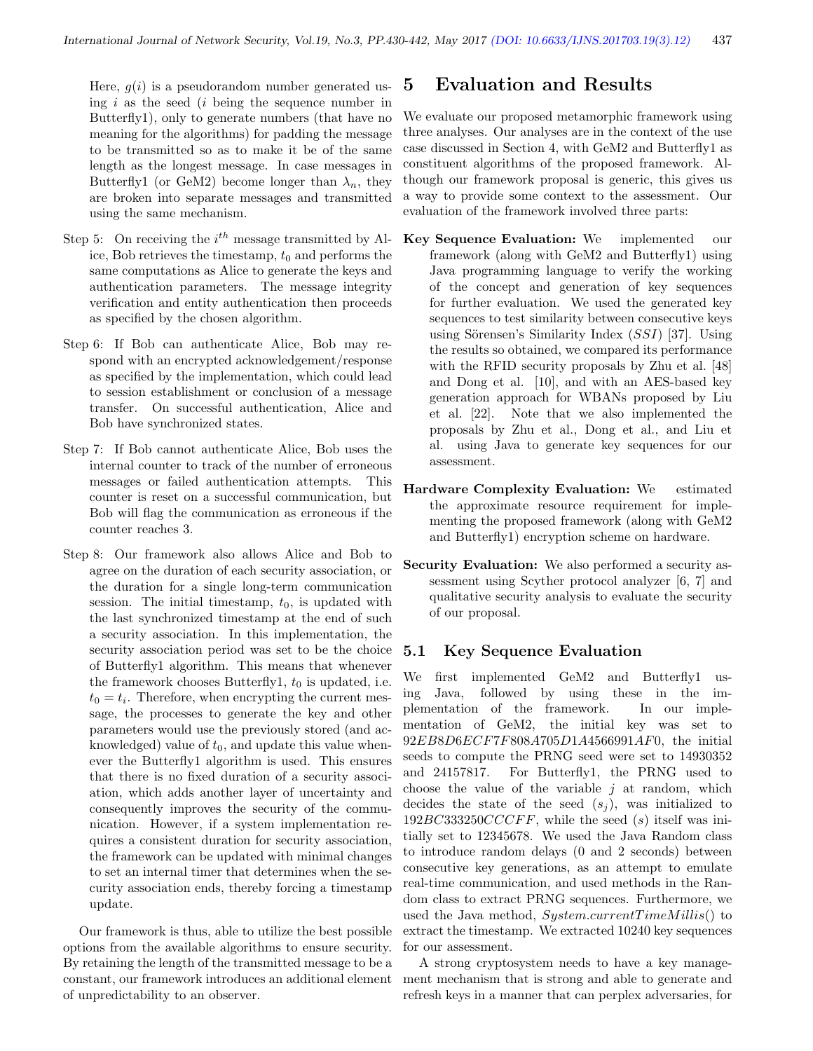Here, $g(i)$ is a pseudorandom number generated using $i$ as the seed ($i$ being the sequence number in Butterfly1), only to generate numbers (that have no meaning for the algorithms) for padding the message to be transmitted so as to make it be of the same length as the longest message. In case messages in Butterfly1 (or GeM2) become longer than $\lambda_n$, they are broken into separate messages and transmitted using the same mechanism.

Step 5: On receiving the $i^{th}$ message transmitted by Alice, Bob retrieves the timestamp, $t_0$ and performs the same computations as Alice to generate the keys and authentication parameters. The message integrity verification and entity authentication then proceeds as specified by the chosen algorithm.

Step 6: If Bob can authenticate Alice, Bob may respond with an encrypted acknowledgement/response as specified by the implementation, which could lead to session establishment or conclusion of a message transfer. On successful authentication, Alice and Bob have synchronized states.

Step 7: If Bob cannot authenticate Alice, Bob uses the internal counter to track of the number of erroneous messages or failed authentication attempts. This counter is reset on a successful communication, but Bob will flag the communication as erroneous if the counter reaches 3.

Step 8: Our framework also allows Alice and Bob to agree on the duration of each security association, or the duration for a single long-term communication session. The initial timestamp, $t_0$, is updated with the last synchronized timestamp at the end of such a security association. In this implementation, the security association period was set to be the choice of Butterfly1 algorithm. This means that whenever the framework chooses Butterfly1, $t_0$ is updated, i.e. $t_0 = t_i$. Therefore, when encrypting the current message, the processes to generate the key and other parameters would use the previously stored (and acknowledged) value of $t_0$, and update this value whenever the Butterfly1 algorithm is used. This ensures that there is no fixed duration of a security association, which adds another layer of uncertainty and consequently improves the security of the communication. However, if a system implementation requires a consistent duration for security association, the framework can be updated with minimal changes to set an internal timer that determines when the security association ends, thereby forcing a timestamp update.

Our framework is thus, able to utilize the best possible options from the available algorithms to ensure security. By retaining the length of the transmitted message to be a constant, our framework introduces an additional element of unpredictability to an observer.

# 5 Evaluation and Results

We evaluate our proposed metamorphic framework using three analyses. Our analyses are in the context of the use case discussed in Section 4, with GeM2 and Butterfly1 as constituent algorithms of the proposed framework. Although our framework proposal is generic, this gives us a way to provide some context to the assessment. Our evaluation of the framework involved three parts:

**Key Sequence Evaluation:** We implemented our framework (along with GeM2 and Butterfly1) using Java programming language to verify the working of the concept and generation of key sequences for further evaluation. We used the generated key sequences to test similarity between consecutive keys using Sörensen's Similarity Index ($SSI$) [37]. Using the results so obtained, we compared its performance with the RFID security proposals by Zhu et al. [48] and Dong et al. [10], and with an AES-based key generation approach for WBANs proposed by Liu et al. [22]. Note that we also implemented the proposals by Zhu et al., Dong et al., and Liu et al. using Java to generate key sequences for our assessment.

**Hardware Complexity Evaluation:** We estimated the approximate resource requirement for implementing the proposed framework (along with GeM2 and Butterfly1) encryption scheme on hardware.

**Security Evaluation:** We also performed a security assessment using Scyther protocol analyzer [6, 7] and qualitative security analysis to evaluate the security of our proposal.

## 5.1 Key Sequence Evaluation

We first implemented GeM2 and Butterfly1 using Java, followed by using these in the implementation of the framework. In our implementation of GeM2, the initial key was set to $92EB8D6ECF7F808A705D1A4566991AF0$, the initial seeds to compute the PRNG seed were set to 14930352 and 24157817. For Butterfly1, the PRNG used to choose the value of the variable $j$ at random, which decides the state of the seed ($s_j$), was initialized to $192BC333250CCCFF$, while the seed ($s$) itself was initially set to 12345678. We used the Java Random class to introduce random delays (0 and 2 seconds) between consecutive key generations, as an attempt to emulate real-time communication, and used methods in the Random class to extract PRNG sequences. Furthermore, we used the Java method, $System.currentTimeMillis()$ to extract the timestamp. We extracted 10240 key sequences for our assessment.

A strong cryptosystem needs to have a key management mechanism that is strong and able to generate and refresh keys in a manner that can perplex adversaries, for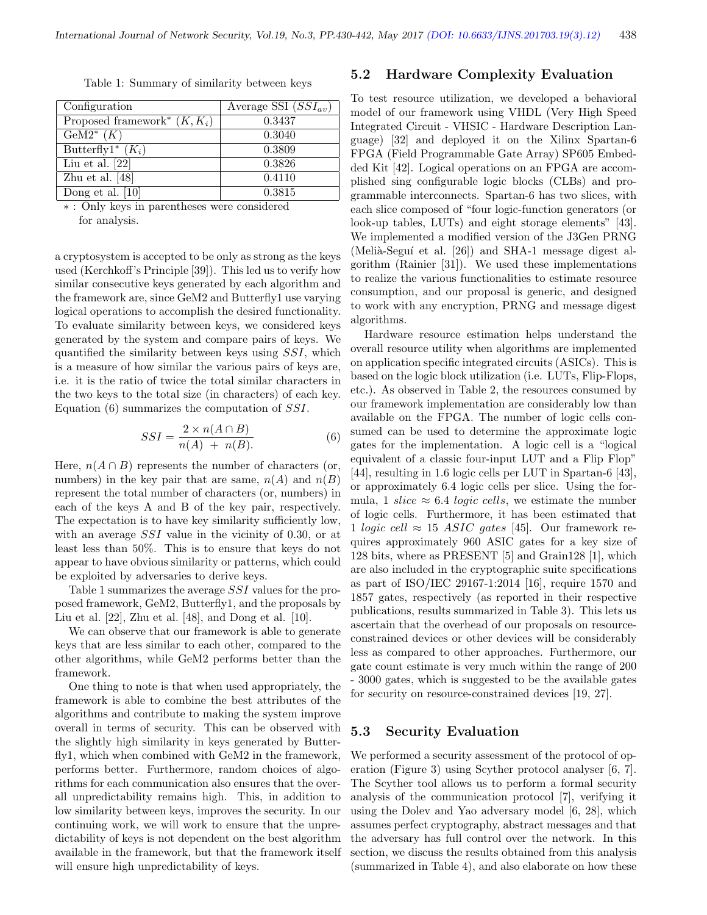Table 1: Summary of similarity between keys

| Configuration | Average SSI ($SSI_{av}$) |
|---|---|
| Proposed framework* ($K, K_i$) | 0.3437 |
| GeM2* ($K$) | 0.3040 |
| Butterfly1* ($K_i$) | 0.3809 |
| Liu et al. [22] | 0.3826 |
| Zhu et al. [48] | 0.4110 |
| Dong et al. [10] | 0.3815 |

* : Only keys in parentheses were considered for analysis.

a cryptosystem is accepted to be only as strong as the keys used (Kerchkoff's Principle [39]). This led us to verify how similar consecutive keys generated by each algorithm and the framework are, since GeM2 and Butterfly1 use varying logical operations to accomplish the desired functionality. To evaluate similarity between keys, we considered keys generated by the system and compare pairs of keys. We quantified the similarity between keys using $SSI$, which is a measure of how similar the various pairs of keys are, i.e. it is the ratio of twice the total similar characters in the two keys to the total size (in characters) of each key. Equation (6) summarizes the computation of $SSI$.

$$SSI = \frac{2 \times n(A \cap B)}{n(A) \ + \ n(B).} \tag{6}$$

Here, $n(A \cap B)$ represents the number of characters (or, numbers) in the key pair that are same, $n(A)$ and $n(B)$ represent the total number of characters (or, numbers) in each of the keys A and B of the key pair, respectively. The expectation is to have key similarity sufficiently low, with an average $SSI$ value in the vicinity of 0.30, or at least less than 50%. This is to ensure that keys do not appear to have obvious similarity or patterns, which could be exploited by adversaries to derive keys.

Table 1 summarizes the average $SSI$ values for the proposed framework, GeM2, Butterfly1, and the proposals by Liu et al. [22], Zhu et al. [48], and Dong et al. [10].

We can observe that our framework is able to generate keys that are less similar to each other, compared to the other algorithms, while GeM2 performs better than the framework.

One thing to note is that when used appropriately, the framework is able to combine the best attributes of the algorithms and contribute to making the system improve overall in terms of security. This can be observed with the slightly high similarity in keys generated by Butterfly1, which when combined with GeM2 in the framework, performs better. Furthermore, random choices of algorithms for each communication also ensures that the overall unpredictability remains high. This, in addition to low similarity between keys, improves the security. In our continuing work, we will work to ensure that the unpredictability of keys is not dependent on the best algorithm available in the framework, but that the framework itself will ensure high unpredictability of keys.

## 5.2 Hardware Complexity Evaluation

To test resource utilization, we developed a behavioral model of our framework using VHDL (Very High Speed Integrated Circuit - VHSIC - Hardware Description Language) [32] and deployed it on the Xilinx Spartan-6 FPGA (Field Programmable Gate Array) SP605 Embedded Kit [42]. Logical operations on an FPGA are accomplished sing configurable logic blocks (CLBs) and programmable interconnects. Spartan-6 has two slices, with each slice composed of "four logic-function generators (or look-up tables, LUTs) and eight storage elements" [43]. We implemented a modified version of the J3Gen PRNG (Melià-Seguí et al. [26]) and SHA-1 message digest algorithm (Rainier [31]). We used these implementations to realize the various functionalities to estimate resource consumption, and our proposal is generic, and designed to work with any encryption, PRNG and message digest algorithms.

Hardware resource estimation helps understand the overall resource utility when algorithms are implemented on application specific integrated circuits (ASICs). This is based on the logic block utilization (i.e. LUTs, Flip-Flops, etc.). As observed in Table 2, the resources consumed by our framework implementation are considerably low than available on the FPGA. The number of logic cells consumed can be used to determine the approximate logic gates for the implementation. A logic cell is a "logical equivalent of a classic four-input LUT and a Flip Flop" [44], resulting in 1.6 logic cells per LUT in Spartan-6 [43], or approximately 6.4 logic cells per slice. Using the formula, 1 *slice* $\approx$ 6.4 *logic cells*, we estimate the number of logic cells. Furthermore, it has been estimated that 1 *logic cell* $\approx$ 15 *ASIC gates* [45]. Our framework requires approximately 960 ASIC gates for a key size of 128 bits, where as PRESENT [5] and Grain128 [1], which are also included in the cryptographic suite specifications as part of ISO/IEC 29167-1:2014 [16], require 1570 and 1857 gates, respectively (as reported in their respective publications, results summarized in Table 3). This lets us ascertain that the overhead of our proposals on resource-constrained devices or other devices will be considerably less as compared to other approaches. Furthermore, our gate count estimate is very much within the range of 200 - 3000 gates, which is suggested to be the available gates for security on resource-constrained devices [19, 27].

## 5.3 Security Evaluation

We performed a security assessment of the protocol of operation (Figure 3) using Scyther protocol analyser [6, 7]. The Scyther tool allows us to perform a formal security analysis of the communication protocol [7], verifying it using the Dolev and Yao adversary model [6, 28], which assumes perfect cryptography, abstract messages and that the adversary has full control over the network. In this section, we discuss the results obtained from this analysis (summarized in Table 4), and also elaborate on how these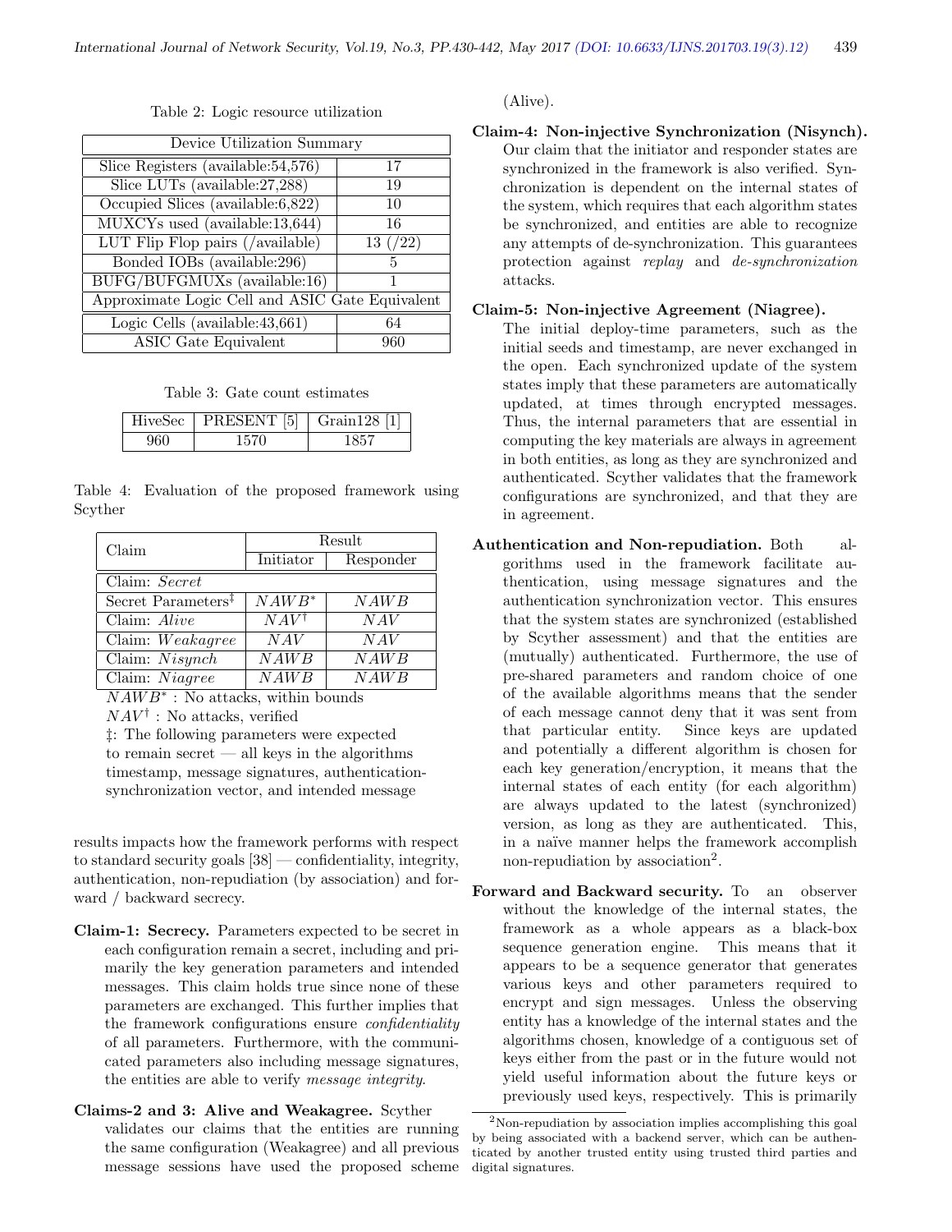Table 2: Logic resource utilization

| Device Utilization Summary | |
|---|---|
| Slice Registers (available:54,576) | 17 |
| Slice LUTs (available:27,288) | 19 |
| Occupied Slices (available:6,822) | 10 |
| MUXCYs used (available:13,644) | 16 |
| LUT Flip Flop pairs (/available) | 13 (/22) |
| Bonded IOBs (available:296) | 5 |
| BUFG/BUFGMUXs (available:16) | 1 |
| Approximate Logic Cell and ASIC Gate Equivalent | |
| Logic Cells (available:43,661) | 64 |
| ASIC Gate Equivalent | 960 |

Table 3: Gate count estimates

| HiveSec | PRESENT [5] | Grain128 [1] |
|---|---|---|
| 960 | 1570 | 1857 |

Table 4: Evaluation of the proposed framework using Scyther

| Claim | Result | |
|---|---|---|
| | Initiator | Responder |
| Claim: *Secret* | | |
| Secret Parameters‡ | $NAWB^*$ | $NAWB$ |
| Claim: *Alive* | $NAV^\dagger$ | $NAV$ |
| Claim: *Weakagree* | $NAV$ | $NAV$ |
| Claim: *Nisynch* | $NAWB$ | $NAWB$ |
| Claim: *Niagree* | $NAWB$ | $NAWB$ |

$NAWB^*$ : No attacks, within bounds

$NAV^\dagger$ : No attacks, verified

‡: The following parameters were expected to remain secret — all keys in the algorithms timestamp, message signatures, authentication-synchronization vector, and intended message

results impacts how the framework performs with respect to standard security goals [38] — confidentiality, integrity, authentication, non-repudiation (by association) and forward / backward secrecy.

**Claim-1: Secrecy.** Parameters expected to be secret in each configuration remain a secret, including and primarily the key generation parameters and intended messages. This claim holds true since none of these parameters are exchanged. This further implies that the framework configurations ensure *confidentiality* of all parameters. Furthermore, with the communicated parameters also including message signatures, the entities are able to verify *message integrity*.

**Claims-2 and 3: Alive and Weakagree.** Scyther validates our claims that the entities are running the same configuration (Weakagree) and all previous message sessions have used the proposed scheme (Alive).

**Claim-4: Non-injective Synchronization (Nisynch).** Our claim that the initiator and responder states are synchronized in the framework is also verified. Synchronization is dependent on the internal states of the system, which requires that each algorithm states be synchronized, and entities are able to recognize any attempts of de-synchronization. This guarantees protection against *replay* and *de-synchronization* attacks.

**Claim-5: Non-injective Agreement (Niagree).** The initial deploy-time parameters, such as the initial seeds and timestamp, are never exchanged in the open. Each synchronized update of the system states imply that these parameters are automatically updated, at times through encrypted messages. Thus, the internal parameters that are essential in computing the key materials are always in agreement in both entities, as long as they are synchronized and authenticated. Scyther validates that the framework configurations are synchronized, and that they are in agreement.

**Authentication and Non-repudiation.** Both algorithms used in the framework facilitate authentication, using message signatures and the authentication synchronization vector. This ensures that the system states are synchronized (established by Scyther assessment) and that the entities are (mutually) authenticated. Furthermore, the use of pre-shared parameters and random choice of one of the available algorithms means that the sender of each message cannot deny that it was sent from that particular entity. Since keys are updated and potentially a different algorithm is chosen for each key generation/encryption, it means that the internal states of each entity (for each algorithm) are always updated to the latest (synchronized) version, as long as they are authenticated. This, in a naïve manner helps the framework accomplish non-repudiation by association[2].

**Forward and Backward security.** To an observer without the knowledge of the internal states, the framework as a whole appears as a black-box sequence generation engine. This means that it appears to be a sequence generator that generates various keys and other parameters required to encrypt and sign messages. Unless the observing entity has a knowledge of the internal states and the algorithms chosen, knowledge of a contiguous set of keys either from the past or in the future would not yield useful information about the future keys or previously used keys, respectively. This is primarily

[2]Non-repudiation by association implies accomplishing this goal by being associated with a backend server, which can be authenticated by another trusted entity using trusted third parties and digital signatures.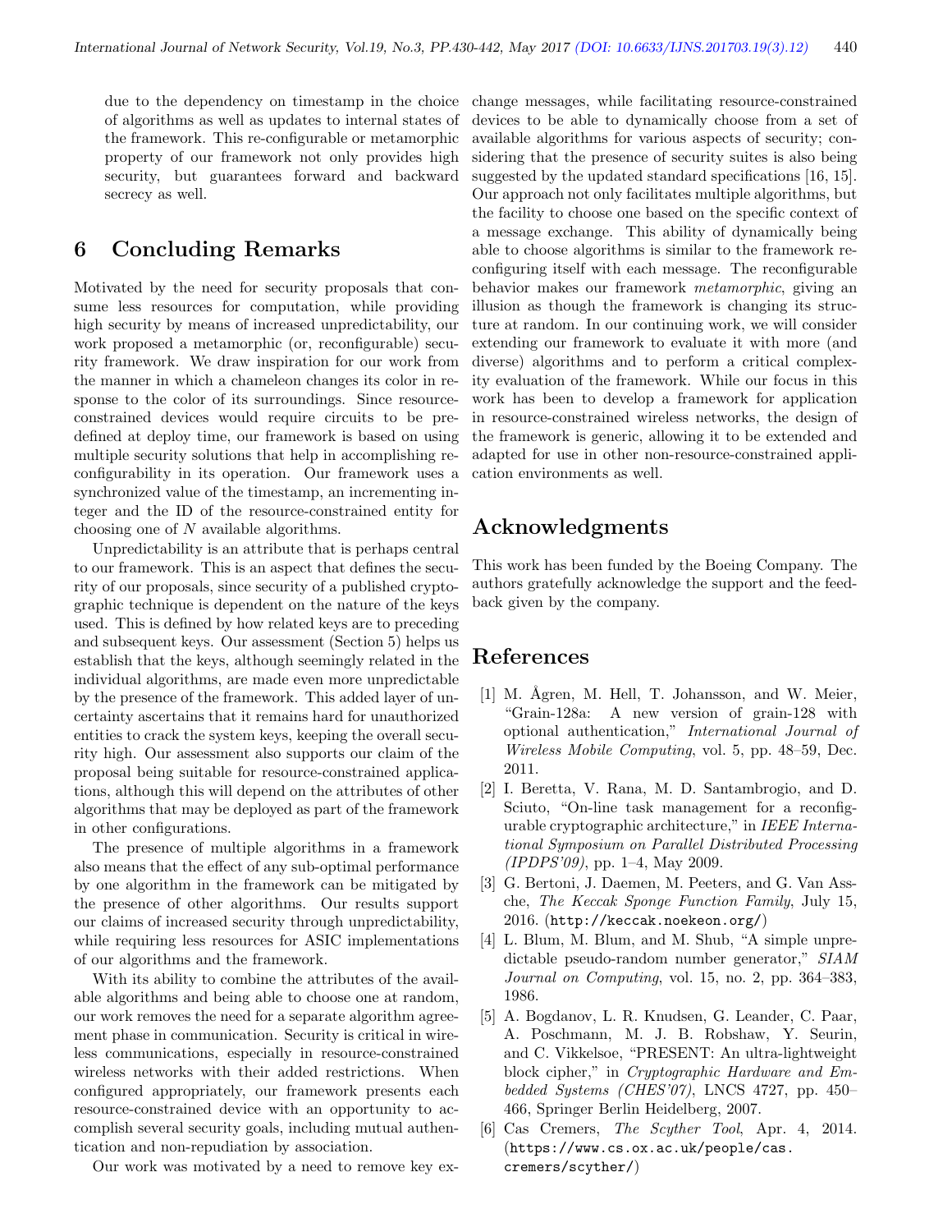due to the dependency on timestamp in the choice of algorithms as well as updates to internal states of the framework. This re-configurable or metamorphic property of our framework not only provides high security, but guarantees forward and backward secrecy as well.

## 6 Concluding Remarks

Motivated by the need for security proposals that consume less resources for computation, while providing high security by means of increased unpredictability, our work proposed a metamorphic (or, reconfigurable) security framework. We draw inspiration for our work from the manner in which a chameleon changes its color in response to the color of its surroundings. Since resource-constrained devices would require circuits to be predefined at deploy time, our framework is based on using multiple security solutions that help in accomplishing reconfigurability in its operation. Our framework uses a synchronized value of the timestamp, an incrementing integer and the ID of the resource-constrained entity for choosing one of $N$ available algorithms.

Unpredictability is an attribute that is perhaps central to our framework. This is an aspect that defines the security of our proposals, since security of a published cryptographic technique is dependent on the nature of the keys used. This is defined by how related keys are to preceding and subsequent keys. Our assessment (Section 5) helps us establish that the keys, although seemingly related in the individual algorithms, are made even more unpredictable by the presence of the framework. This added layer of uncertainty ascertains that it remains hard for unauthorized entities to crack the system keys, keeping the overall security high. Our assessment also supports our claim of the proposal being suitable for resource-constrained applications, although this will depend on the attributes of other algorithms that may be deployed as part of the framework in other configurations.

The presence of multiple algorithms in a framework also means that the effect of any sub-optimal performance by one algorithm in the framework can be mitigated by the presence of other algorithms. Our results support our claims of increased security through unpredictability, while requiring less resources for ASIC implementations of our algorithms and the framework.

With its ability to combine the attributes of the available algorithms and being able to choose one at random, our work removes the need for a separate algorithm agreement phase in communication. Security is critical in wireless communications, especially in resource-constrained wireless networks with their added restrictions. When configured appropriately, our framework presents each resource-constrained device with an opportunity to accomplish several security goals, including mutual authentication and non-repudiation by association.

Our work was motivated by a need to remove key exchange messages, while facilitating resource-constrained devices to be able to dynamically choose from a set of available algorithms for various aspects of security; considering that the presence of security suites is also being suggested by the updated standard specifications [16, 15]. Our approach not only facilitates multiple algorithms, but the facility to choose one based on the specific context of a message exchange. This ability of dynamically being able to choose algorithms is similar to the framework reconfiguring itself with each message. The reconfigurable behavior makes our framework *metamorphic*, giving an illusion as though the framework is changing its structure at random. In our continuing work, we will consider extending our framework to evaluate it with more (and diverse) algorithms and to perform a critical complexity evaluation of the framework. While our focus in this work has been to develop a framework for application in resource-constrained wireless networks, the design of the framework is generic, allowing it to be extended and adapted for use in other non-resource-constrained application environments as well.

## Acknowledgments

This work has been funded by the Boeing Company. The authors gratefully acknowledge the support and the feedback given by the company.

## References

[1] M. Ågren, M. Hell, T. Johansson, and W. Meier, "Grain-128a: A new version of grain-128 with optional authentication," *International Journal of Wireless Mobile Computing*, vol. 5, pp. 48–59, Dec. 2011.

[2] I. Beretta, V. Rana, M. D. Santambrogio, and D. Sciuto, "On-line task management for a reconfigurable cryptographic architecture," in *IEEE International Symposium on Parallel Distributed Processing (IPDPS'09)*, pp. 1–4, May 2009.

[3] G. Bertoni, J. Daemen, M. Peeters, and G. Van Assche, *The Keccak Sponge Function Family*, July 15, 2016. (http://keccak.noekeon.org/)

[4] L. Blum, M. Blum, and M. Shub, "A simple unpredictable pseudo-random number generator," *SIAM Journal on Computing*, vol. 15, no. 2, pp. 364–383, 1986.

[5] A. Bogdanov, L. R. Knudsen, G. Leander, C. Paar, A. Poschmann, M. J. B. Robshaw, Y. Seurin, and C. Vikkelsoe, "PRESENT: An ultra-lightweight block cipher," in *Cryptographic Hardware and Embedded Systems (CHES'07)*, LNCS 4727, pp. 450–466, Springer Berlin Heidelberg, 2007.

[6] Cas Cremers, *The Scyther Tool*, Apr. 4, 2014. (https://www.cs.ox.ac.uk/people/cas.cremers/scyther/)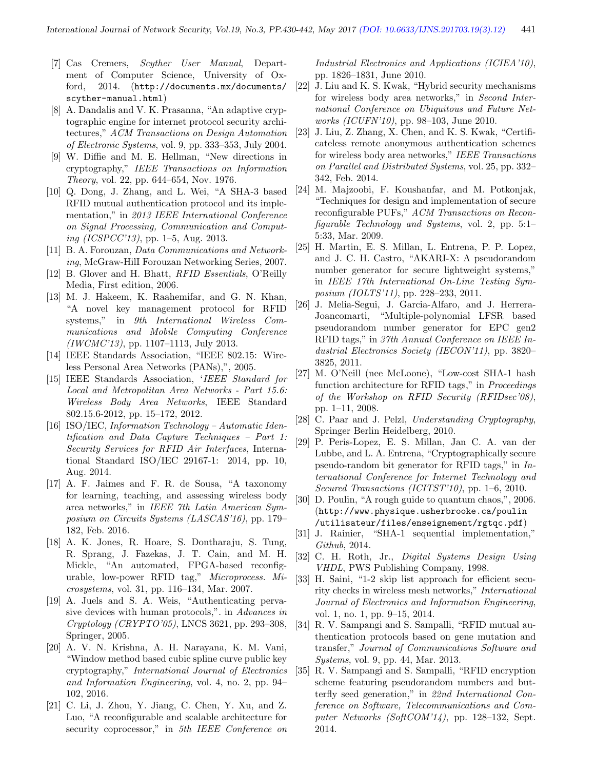[7] Cas Cremers, *Scyther User Manual*, Department of Computer Science, University of Oxford, 2014. (http://documents.mx/documents/scyther-manual.html)

[8] A. Dandalis and V. K. Prasanna, "An adaptive cryptographic engine for internet protocol security architectures," *ACM Transactions on Design Automation of Electronic Systems*, vol. 9, pp. 333–353, July 2004.

[9] W. Diffie and M. E. Hellman, "New directions in cryptography," *IEEE Transactions on Information Theory*, vol. 22, pp. 644–654, Nov. 1976.

[10] Q. Dong, J. Zhang, and L. Wei, "A SHA-3 based RFID mutual authentication protocol and its implementation," in *2013 IEEE International Conference on Signal Processing, Communication and Computing (ICSPCC'13)*, pp. 1–5, Aug. 2013.

[11] B. A. Forouzan, *Data Communications and Networking*, McGraw-HilI Forouzan Networking Series, 2007.

[12] B. Glover and H. Bhatt, *RFID Essentials*, O'Reilly Media, First edition, 2006.

[13] M. J. Hakeem, K. Raahemifar, and G. N. Khan, "A novel key management protocol for RFID systems," in *9th International Wireless Communications and Mobile Computing Conference (IWCMC'13)*, pp. 1107–1113, July 2013.

[14] IEEE Standards Association, "IEEE 802.15: Wireless Personal Area Networks (PANs),", 2005.

[15] IEEE Standards Association, '*IEEE Standard for Local and Metropolitan Area Networks - Part 15.6: Wireless Body Area Networks*, IEEE Standard 802.15.6-2012, pp. 15–172, 2012.

[16] ISO/IEC, *Information Technology – Automatic Identification and Data Capture Techniques – Part 1: Security Services for RFID Air Interfaces*, International Standard ISO/IEC 29167-1: 2014, pp. 10, Aug. 2014.

[17] A. F. Jaimes and F. R. de Sousa, "A taxonomy for learning, teaching, and assessing wireless body area networks," in *IEEE 7th Latin American Symposium on Circuits Systems (LASCAS'16)*, pp. 179–182, Feb. 2016.

[18] A. K. Jones, R. Hoare, S. Dontharaju, S. Tung, R. Sprang, J. Fazekas, J. T. Cain, and M. H. Mickle, "An automated, FPGA-based reconfigurable, low-power RFID tag," *Microprocess. Microsystems*, vol. 31, pp. 116–134, Mar. 2007.

[19] A. Juels and S. A. Weis, "Authenticating pervasive devices with human protocols,". in *Advances in Cryptology (CRYPTO'05)*, LNCS 3621, pp. 293–308, Springer, 2005.

[20] A. V. N. Krishna, A. H. Narayana, K. M. Vani, "Window method based cubic spline curve public key cryptography," *International Journal of Electronics and Information Engineering*, vol. 4, no. 2, pp. 94–102, 2016.

[21] C. Li, J. Zhou, Y. Jiang, C. Chen, Y. Xu, and Z. Luo, "A reconfigurable and scalable architecture for security coprocessor," in *5th IEEE Conference on Industrial Electronics and Applications (ICIEA'10)*, pp. 1826–1831, June 2010.

[22] J. Liu and K. S. Kwak, "Hybrid security mechanisms for wireless body area networks," in *Second International Conference on Ubiquitous and Future Networks (ICUFN'10)*, pp. 98–103, June 2010.

[23] J. Liu, Z. Zhang, X. Chen, and K. S. Kwak, "Certificateless remote anonymous authentication schemes for wireless body area networks," *IEEE Transactions on Parallel and Distributed Systems*, vol. 25, pp. 332–342, Feb. 2014.

[24] M. Majzoobi, F. Koushanfar, and M. Potkonjak, "Techniques for design and implementation of secure reconfigurable PUFs," *ACM Transactions on Reconfigurable Technology and Systems*, vol. 2, pp. 5:1–5:33, Mar. 2009.

[25] H. Martin, E. S. Millan, L. Entrena, P. P. Lopez, and J. C. H. Castro, "AKARI-X: A pseudorandom number generator for secure lightweight systems," in *IEEE 17th International On-Line Testing Symposium (IOLTS'11)*, pp. 228–233, 2011.

[26] J. Melia-Segui, J. Garcia-Alfaro, and J. Herrera-Joancomarti, "Multiple-polynomial LFSR based pseudorandom number generator for EPC gen2 RFID tags," in *37th Annual Conference on IEEE Industrial Electronics Society (IECON'11)*, pp. 3820–3825, 2011.

[27] M. O'Neill (nee McLoone), "Low-cost SHA-1 hash function architecture for RFID tags," in *Proceedings of the Workshop on RFID Security (RFIDsec'08)*, pp. 1–11, 2008.

[28] C. Paar and J. Pelzl, *Understanding Cryptography*, Springer Berlin Heidelberg, 2010.

[29] P. Peris-Lopez, E. S. Millan, Jan C. A. van der Lubbe, and L. A. Entrena, "Cryptographically secure pseudo-random bit generator for RFID tags," in *International Conference for Internet Technology and Secured Transactions (ICITST'10)*, pp. 1–6, 2010.

[30] D. Poulin, "A rough guide to quantum chaos,", 2006. (http://www.physique.usherbrooke.ca/poulin/utilisateur/files/enseignement/rgtqc.pdf)

[31] J. Rainier, "SHA-1 sequential implementation," *Github*, 2014.

[32] C. H. Roth, Jr., *Digital Systems Design Using VHDL*, PWS Publishing Company, 1998.

[33] H. Saini, "1-2 skip list approach for efficient security checks in wireless mesh networks," *International Journal of Electronics and Information Engineering*, vol. 1, no. 1, pp. 9–15, 2014.

[34] R. V. Sampangi and S. Sampalli, "RFID mutual authentication protocols based on gene mutation and transfer," *Journal of Communications Software and Systems*, vol. 9, pp. 44, Mar. 2013.

[35] R. V. Sampangi and S. Sampalli, "RFID encryption scheme featuring pseudorandom numbers and butterfly seed generation," in *22nd International Conference on Software, Telecommunications and Computer Networks (SoftCOM'14)*, pp. 128–132, Sept. 2014.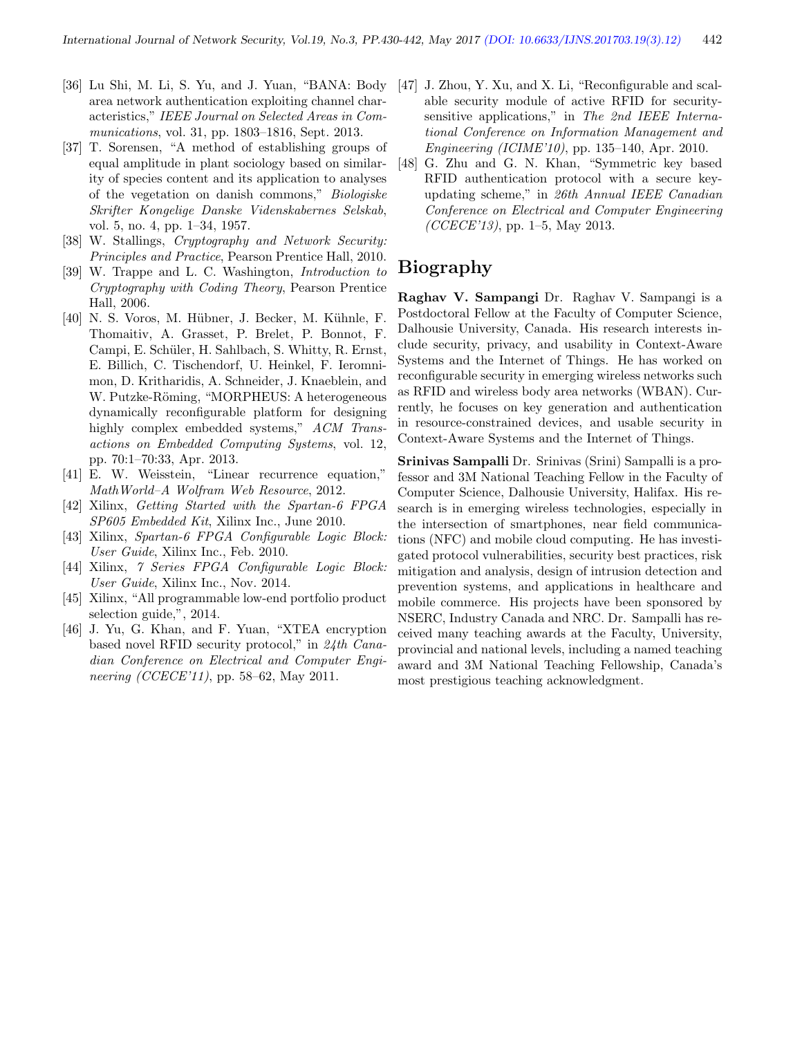[36] Lu Shi, M. Li, S. Yu, and J. Yuan, "BANA: Body area network authentication exploiting channel characteristics," *IEEE Journal on Selected Areas in Communications*, vol. 31, pp. 1803–1816, Sept. 2013.

[37] T. Sorensen, "A method of establishing groups of equal amplitude in plant sociology based on similarity of species content and its application to analyses of the vegetation on danish commons," *Biologiske Skrifter Kongelige Danske Videnskabernes Selskab*, vol. 5, no. 4, pp. 1–34, 1957.

[38] W. Stallings, *Cryptography and Network Security: Principles and Practice*, Pearson Prentice Hall, 2010.

[39] W. Trappe and L. C. Washington, *Introduction to Cryptography with Coding Theory*, Pearson Prentice Hall, 2006.

[40] N. S. Voros, M. Hübner, J. Becker, M. Kühnle, F. Thomaitiv, A. Grasset, P. Brelet, P. Bonnot, F. Campi, E. Schüler, H. Sahlbach, S. Whitty, R. Ernst, E. Billich, C. Tischendorf, U. Heinkel, F. Ieromnimon, D. Kritharidis, A. Schneider, J. Knaeblein, and W. Putzke-Röming, "MORPHEUS: A heterogeneous dynamically reconfigurable platform for designing highly complex embedded systems," *ACM Transactions on Embedded Computing Systems*, vol. 12, pp. 70:1–70:33, Apr. 2013.

[41] E. W. Weisstein, "Linear recurrence equation," *MathWorld–A Wolfram Web Resource*, 2012.

[42] Xilinx, *Getting Started with the Spartan-6 FPGA SP605 Embedded Kit*, Xilinx Inc., June 2010.

[43] Xilinx, *Spartan-6 FPGA Configurable Logic Block: User Guide*, Xilinx Inc., Feb. 2010.

[44] Xilinx, *7 Series FPGA Configurable Logic Block: User Guide*, Xilinx Inc., Nov. 2014.

[45] Xilinx, "All programmable low-end portfolio product selection guide,", 2014.

[46] J. Yu, G. Khan, and F. Yuan, "XTEA encryption based novel RFID security protocol," in *24th Canadian Conference on Electrical and Computer Engineering (CCECE'11)*, pp. 58–62, May 2011.

[47] J. Zhou, Y. Xu, and X. Li, "Reconfigurable and scalable security module of active RFID for security-sensitive applications," in *The 2nd IEEE International Conference on Information Management and Engineering (ICIME'10)*, pp. 135–140, Apr. 2010.

[48] G. Zhu and G. N. Khan, "Symmetric key based RFID authentication protocol with a secure key-updating scheme," in *26th Annual IEEE Canadian Conference on Electrical and Computer Engineering (CCECE'13)*, pp. 1–5, May 2013.

# Biography

**Raghav V. Sampangi** Dr. Raghav V. Sampangi is a Postdoctoral Fellow at the Faculty of Computer Science, Dalhousie University, Canada. His research interests include security, privacy, and usability in Context-Aware Systems and the Internet of Things. He has worked on reconfigurable security in emerging wireless networks such as RFID and wireless body area networks (WBAN). Currently, he focuses on key generation and authentication in resource-constrained devices, and usable security in Context-Aware Systems and the Internet of Things.

**Srinivas Sampalli** Dr. Srinivas (Srini) Sampalli is a professor and 3M National Teaching Fellow in the Faculty of Computer Science, Dalhousie University, Halifax. His research is in emerging wireless technologies, especially in the intersection of smartphones, near field communications (NFC) and mobile cloud computing. He has investigated protocol vulnerabilities, security best practices, risk mitigation and analysis, design of intrusion detection and prevention systems, and applications in healthcare and mobile commerce. His projects have been sponsored by NSERC, Industry Canada and NRC. Dr. Sampalli has received many teaching awards at the Faculty, University, provincial and national levels, including a named teaching award and 3M National Teaching Fellowship, Canada's most prestigious teaching acknowledgment.